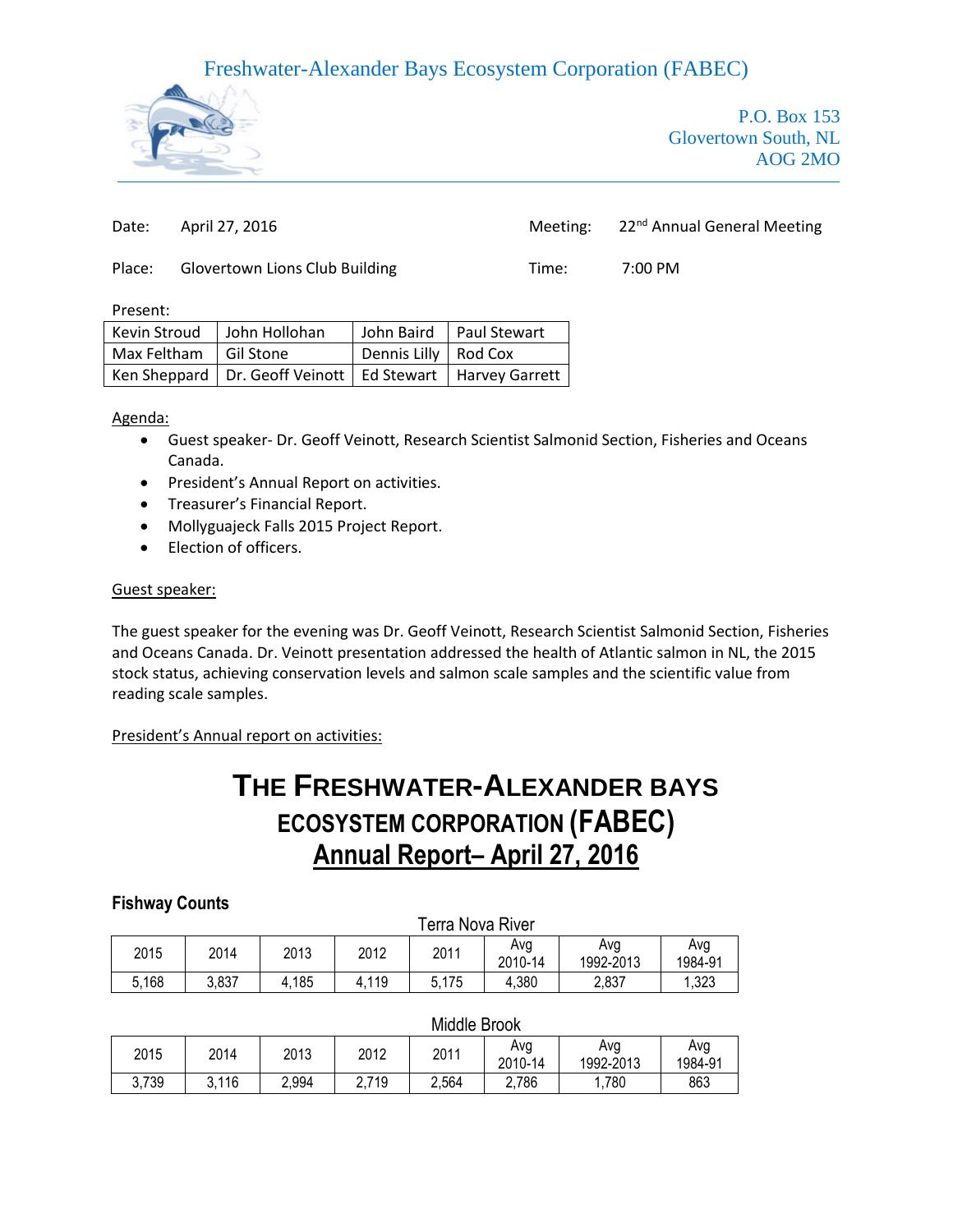Freshwater-Alexander Bays Ecosystem Corporation (FABEC)

P.O. Box 153
Glovertown South, NL
AOG 2MO

Date: April 27, 2016

Meeting: 22nd Annual General Meeting

Place: Glovertown Lions Club Building

Time: 7:00 PM

Present:

| | | | |
|---|---|---|---|
| Kevin Stroud | John Hollohan | John Baird | Paul Stewart |
| Max Feltham | Gil Stone | Dennis Lilly | Rod Cox |
| Ken Sheppard | Dr. Geoff Veinott | Ed Stewart | Harvey Garrett |

Agenda:

- Guest speaker- Dr. Geoff Veinott, Research Scientist Salmonid Section, Fisheries and Oceans Canada.
- President's Annual Report on activities.
- Treasurer's Financial Report.
- Mollyguajeck Falls 2015 Project Report.
- Election of officers.

Guest speaker:

The guest speaker for the evening was Dr. Geoff Veinott, Research Scientist Salmonid Section, Fisheries and Oceans Canada. Dr. Veinott presentation addressed the health of Atlantic salmon in NL, the 2015 stock status, achieving conservation levels and salmon scale samples and the scientific value from reading scale samples.

President's Annual report on activities:

# The Freshwater-Alexander Bays Ecosystem Corporation (FABEC)

## Annual Report– April 27, 2016

### Fishway Counts

Terra Nova River

| 2015 | 2014 | 2013 | 2012 | 2011 | Avg 2010-14 | Avg 1992-2013 | Avg 1984-91 |
|---|---|---|---|---|---|---|---|
| 5,168 | 3,837 | 4,185 | 4,119 | 5,175 | 4,380 | 2,837 | 1,323 |

Middle Brook

| 2015 | 2014 | 2013 | 2012 | 2011 | Avg 2010-14 | Avg 1992-2013 | Avg 1984-91 |
|---|---|---|---|---|---|---|---|
| 3,739 | 3,116 | 2,994 | 2,719 | 2,564 | 2,786 | 1,780 | 863 |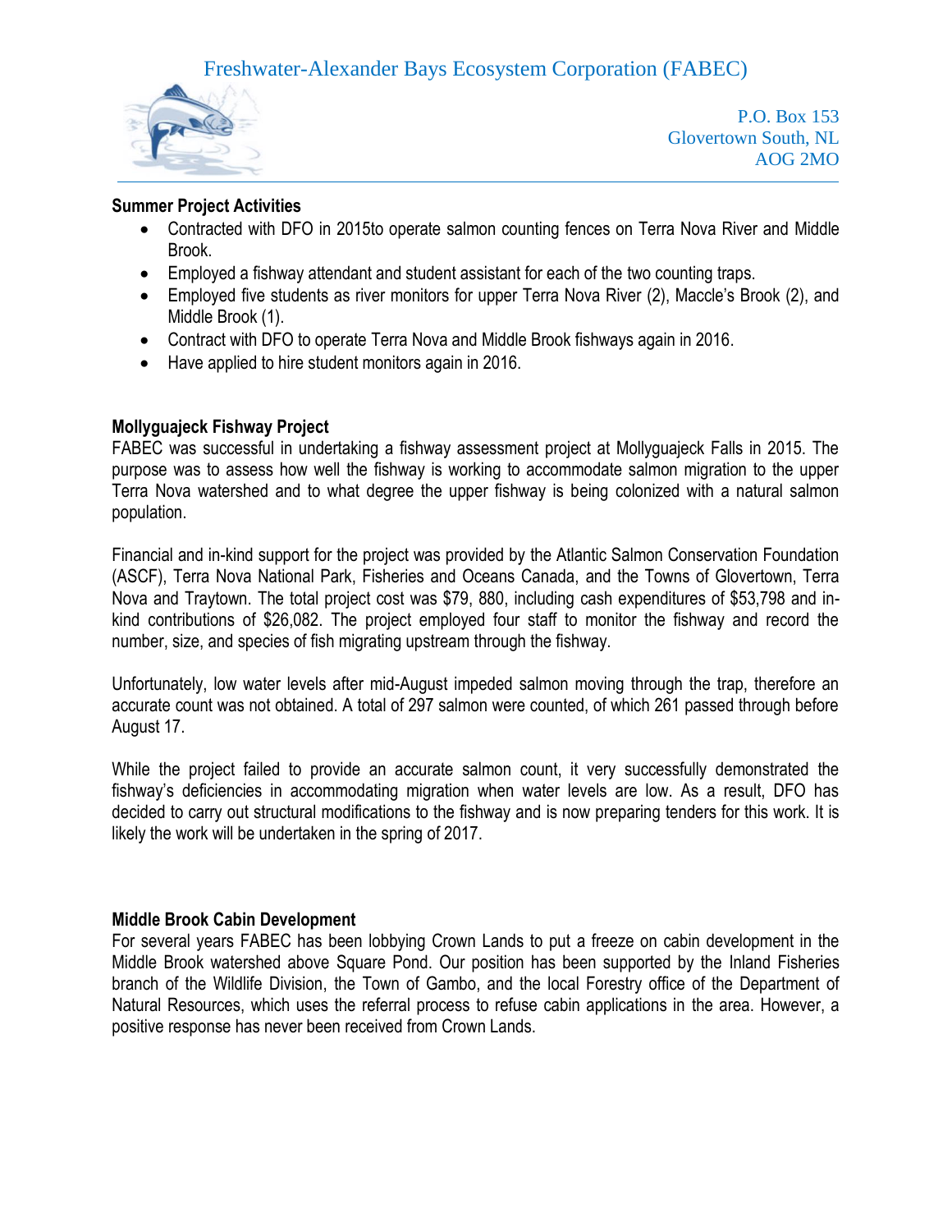# Freshwater-Alexander Bays Ecosystem Corporation (FABEC)

P.O. Box 153
Glovertown South, NL
AOG 2MO

**Summer Project Activities**

- Contracted with DFO in 2015to operate salmon counting fences on Terra Nova River and Middle Brook.
- Employed a fishway attendant and student assistant for each of the two counting traps.
- Employed five students as river monitors for upper Terra Nova River (2), Maccle's Brook (2), and Middle Brook (1).
- Contract with DFO to operate Terra Nova and Middle Brook fishways again in 2016.
- Have applied to hire student monitors again in 2016.

**Mollyguajeck Fishway Project**

FABEC was successful in undertaking a fishway assessment project at Mollyguajeck Falls in 2015. The purpose was to assess how well the fishway is working to accommodate salmon migration to the upper Terra Nova watershed and to what degree the upper fishway is being colonized with a natural salmon population.

Financial and in-kind support for the project was provided by the Atlantic Salmon Conservation Foundation (ASCF), Terra Nova National Park, Fisheries and Oceans Canada, and the Towns of Glovertown, Terra Nova and Traytown. The total project cost was $79, 880, including cash expenditures of $53,798 and in-kind contributions of $26,082. The project employed four staff to monitor the fishway and record the number, size, and species of fish migrating upstream through the fishway.

Unfortunately, low water levels after mid-August impeded salmon moving through the trap, therefore an accurate count was not obtained. A total of 297 salmon were counted, of which 261 passed through before August 17.

While the project failed to provide an accurate salmon count, it very successfully demonstrated the fishway's deficiencies in accommodating migration when water levels are low. As a result, DFO has decided to carry out structural modifications to the fishway and is now preparing tenders for this work. It is likely the work will be undertaken in the spring of 2017.

**Middle Brook Cabin Development**

For several years FABEC has been lobbying Crown Lands to put a freeze on cabin development in the Middle Brook watershed above Square Pond. Our position has been supported by the Inland Fisheries branch of the Wildlife Division, the Town of Gambo, and the local Forestry office of the Department of Natural Resources, which uses the referral process to refuse cabin applications in the area. However, a positive response has never been received from Crown Lands.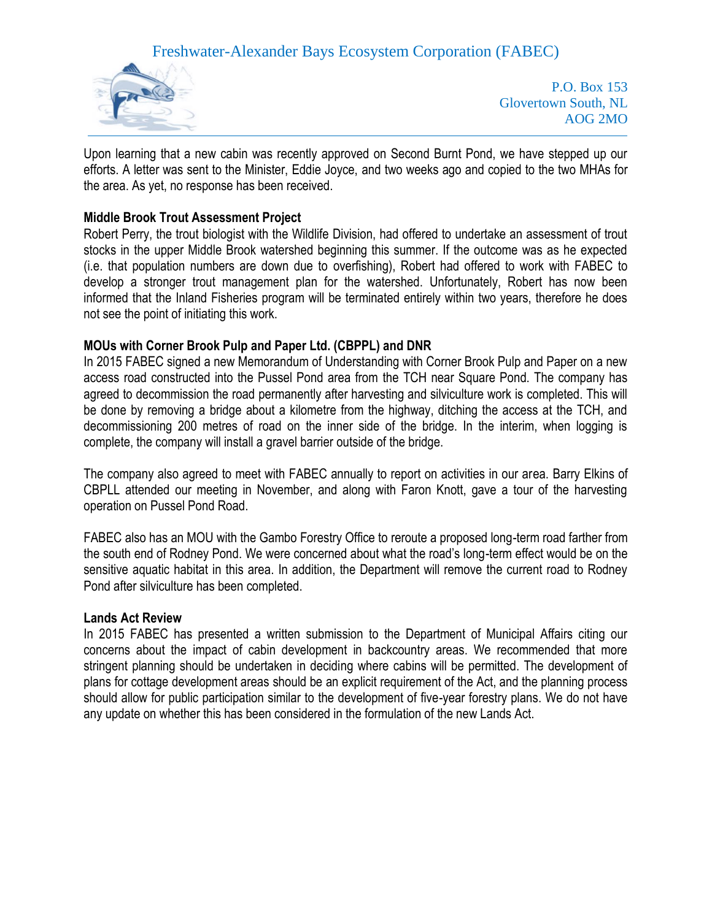Upon learning that a new cabin was recently approved on Second Burnt Pond, we have stepped up our efforts. A letter was sent to the Minister, Eddie Joyce, and two weeks ago and copied to the two MHAs for the area. As yet, no response has been received.

**Middle Brook Trout Assessment Project**

Robert Perry, the trout biologist with the Wildlife Division, had offered to undertake an assessment of trout stocks in the upper Middle Brook watershed beginning this summer. If the outcome was as he expected (i.e. that population numbers are down due to overfishing), Robert had offered to work with FABEC to develop a stronger trout management plan for the watershed. Unfortunately, Robert has now been informed that the Inland Fisheries program will be terminated entirely within two years, therefore he does not see the point of initiating this work.

**MOUs with Corner Brook Pulp and Paper Ltd. (CBPPL) and DNR**

In 2015 FABEC signed a new Memorandum of Understanding with Corner Brook Pulp and Paper on a new access road constructed into the Pussel Pond area from the TCH near Square Pond. The company has agreed to decommission the road permanently after harvesting and silviculture work is completed. This will be done by removing a bridge about a kilometre from the highway, ditching the access at the TCH, and decommissioning 200 metres of road on the inner side of the bridge. In the interim, when logging is complete, the company will install a gravel barrier outside of the bridge.

The company also agreed to meet with FABEC annually to report on activities in our area. Barry Elkins of CBPLL attended our meeting in November, and along with Faron Knott, gave a tour of the harvesting operation on Pussel Pond Road.

FABEC also has an MOU with the Gambo Forestry Office to reroute a proposed long-term road farther from the south end of Rodney Pond. We were concerned about what the road's long-term effect would be on the sensitive aquatic habitat in this area. In addition, the Department will remove the current road to Rodney Pond after silviculture has been completed.

**Lands Act Review**

In 2015 FABEC has presented a written submission to the Department of Municipal Affairs citing our concerns about the impact of cabin development in backcountry areas. We recommended that more stringent planning should be undertaken in deciding where cabins will be permitted. The development of plans for cottage development areas should be an explicit requirement of the Act, and the planning process should allow for public participation similar to the development of five-year forestry plans. We do not have any update on whether this has been considered in the formulation of the new Lands Act.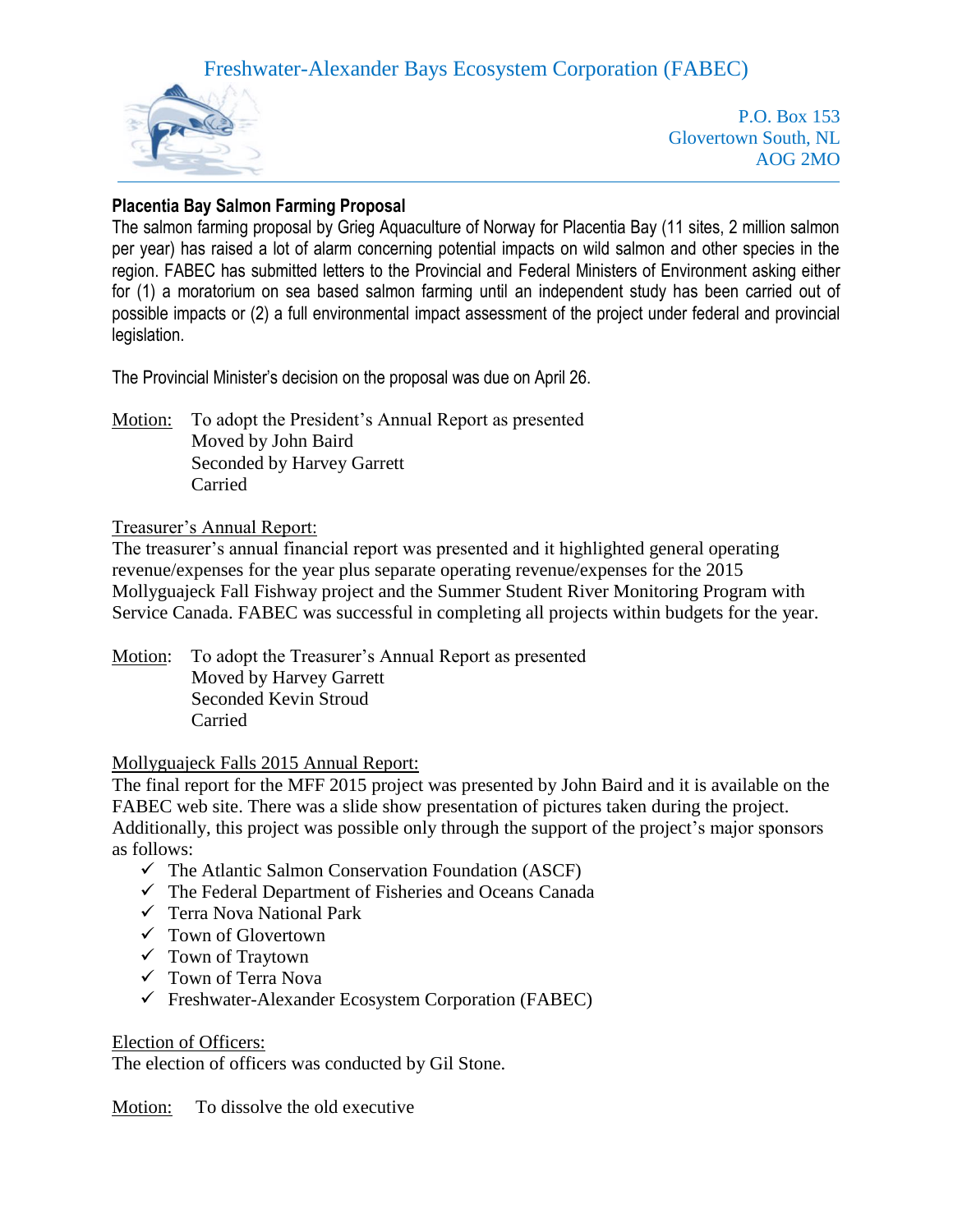# Freshwater-Alexander Bays Ecosystem Corporation (FABEC)

P.O. Box 153
Glovertown South, NL
AOG 2MO

**Placenta Bay Salmon Farming Proposal**

The salmon farming proposal by Grieg Aquaculture of Norway for Placentia Bay (11 sites, 2 million salmon per year) has raised a lot of alarm concerning potential impacts on wild salmon and other species in the region. FABEC has submitted letters to the Provincial and Federal Ministers of Environment asking either for (1) a moratorium on sea based salmon farming until an independent study has been carried out of possible impacts or (2) a full environmental impact assessment of the project under federal and provincial legislation.

The Provincial Minister's decision on the proposal was due on April 26.

Motion: To adopt the President's Annual Report as presented
Moved by John Baird
Seconded by Harvey Garrett
Carried

Treasurer's Annual Report:

The treasurer's annual financial report was presented and it highlighted general operating revenue/expenses for the year plus separate operating revenue/expenses for the 2015 Mollyguajeck Fall Fishway project and the Summer Student River Monitoring Program with Service Canada. FABEC was successful in completing all projects within budgets for the year.

Motion: To adopt the Treasurer's Annual Report as presented
Moved by Harvey Garrett
Seconded Kevin Stroud
Carried

Mollyguajeck Falls 2015 Annual Report:

The final report for the MFF 2015 project was presented by John Baird and it is available on the FABEC web site. There was a slide show presentation of pictures taken during the project. Additionally, this project was possible only through the support of the project's major sponsors as follows:

- ✓ The Atlantic Salmon Conservation Foundation (ASCF)
- ✓ The Federal Department of Fisheries and Oceans Canada
- ✓ Terra Nova National Park
- ✓ Town of Glovertown
- ✓ Town of Traytown
- ✓ Town of Terra Nova
- ✓ Freshwater-Alexander Ecosystem Corporation (FABEC)

Election of Officers:

The election of officers was conducted by Gil Stone.

Motion: To dissolve the old executive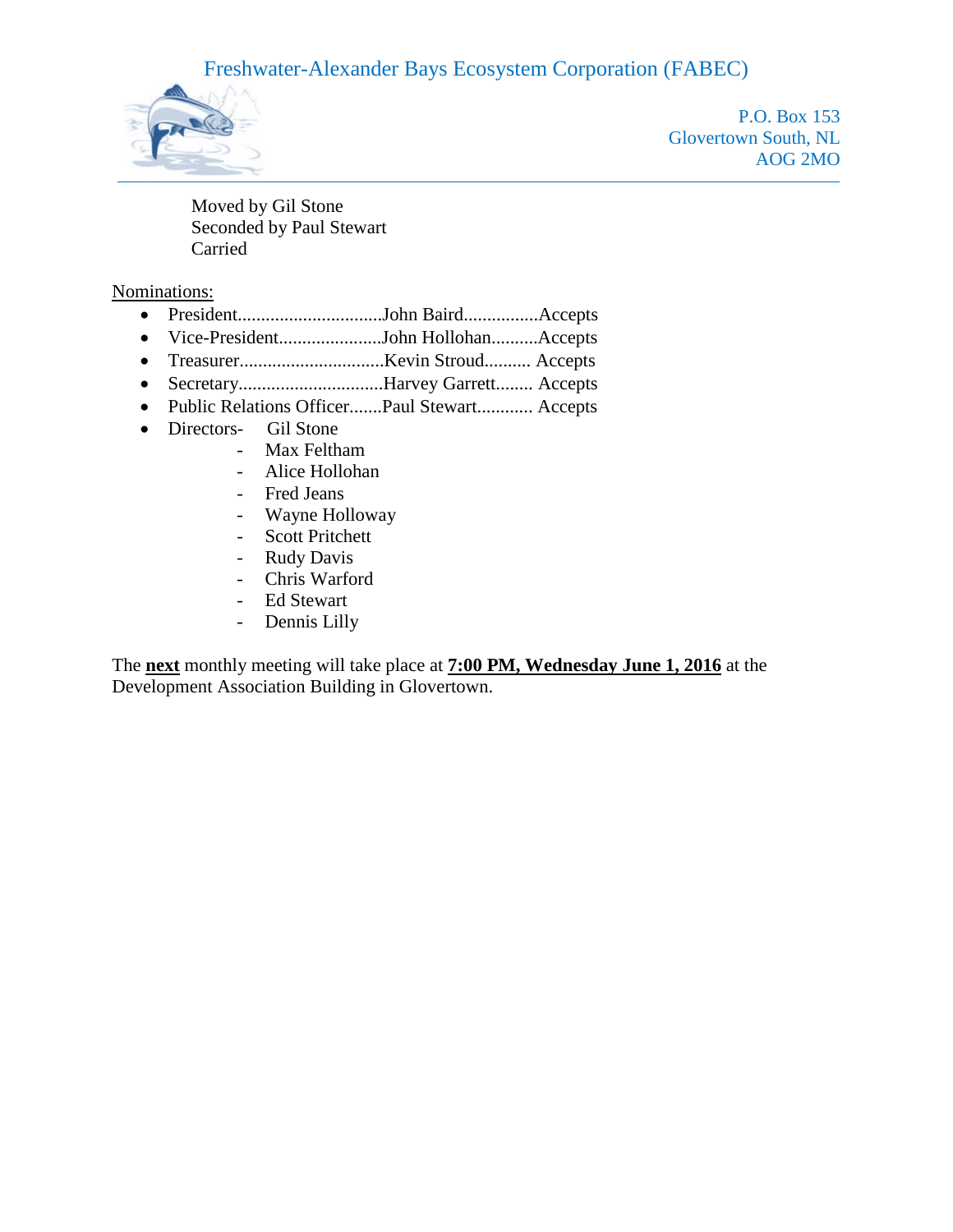Moved by Gil Stone
Seconded by Paul Stewart
Carried

Nominations:

- President...............................John Baird................Accepts
- Vice-President......................John Hollohan..........Accepts
- Treasurer...............................Kevin Stroud.......... Accepts
- Secretary...............................Harvey Garrett........ Accepts
- Public Relations Officer.......Paul Stewart............ Accepts
- Directors- Gil Stone
  - Max Feltham
  - Alice Hollohan
  - Fred Jeans
  - Wayne Holloway
  - Scott Pritchett
  - Rudy Davis
  - Chris Warford
  - Ed Stewart
  - Dennis Lilly

The **next** monthly meeting will take place at **7:00 PM, Wednesday June 1, 2016** at the Development Association Building in Glovertown.